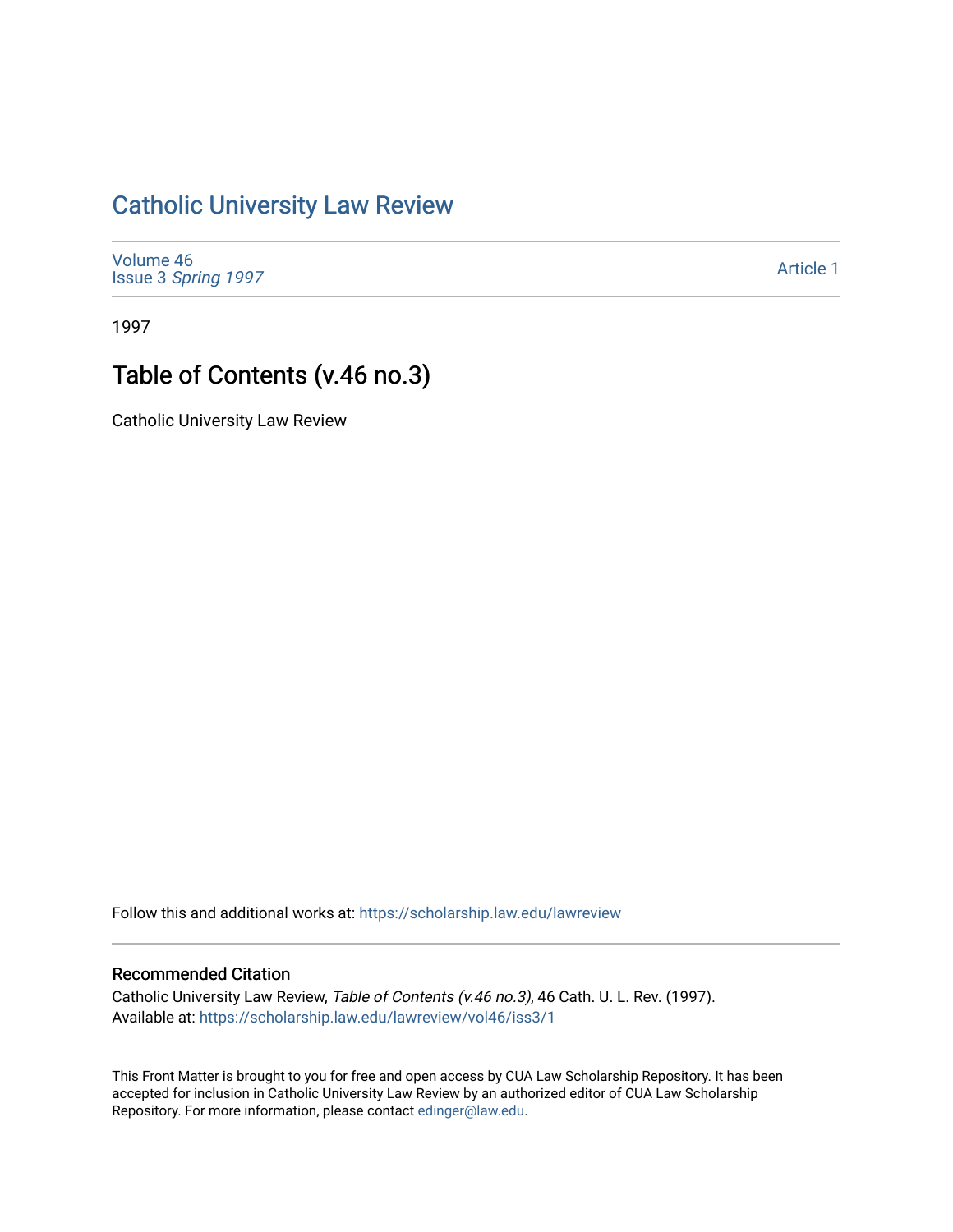# Catholic University Law Review

Volume 46
Issue 3 *Spring 1997*

Article 1

1997

## Table of Contents (v.46 no.3)

Catholic University Law Review

Follow this and additional works at: https://scholarship.law.edu/lawreview

### Recommended Citation

Catholic University Law Review, *Table of Contents (v.46 no.3)*, 46 Cath. U. L. Rev. (1997).
Available at: https://scholarship.law.edu/lawreview/vol46/iss3/1

This Front Matter is brought to you for free and open access by CUA Law Scholarship Repository. It has been accepted for inclusion in Catholic University Law Review by an authorized editor of CUA Law Scholarship Repository. For more information, please contact edinger@law.edu.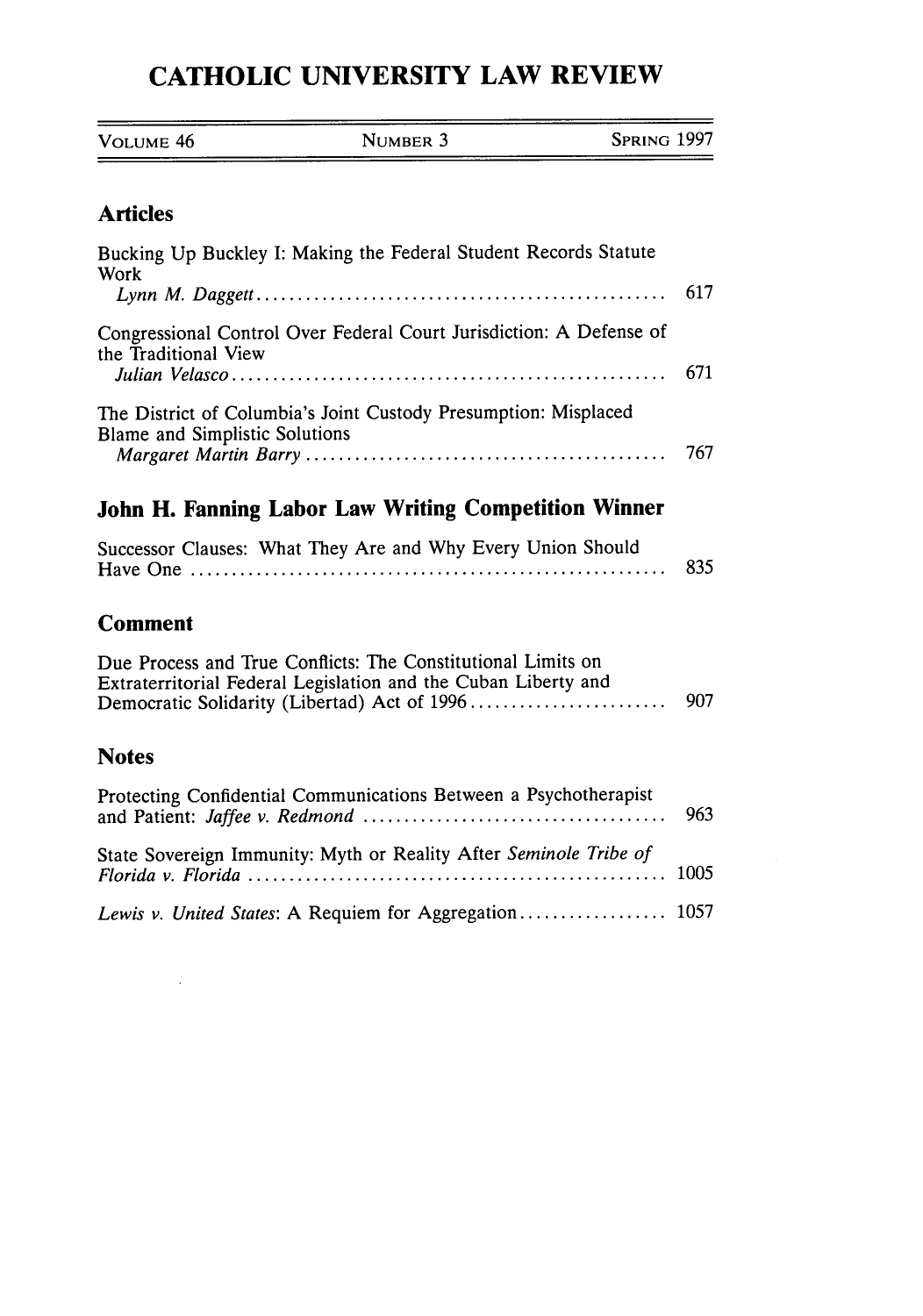# CATHOLIC UNIVERSITY LAW REVIEW

VOLUME 46 | NUMBER 3 | SPRING 1997

## Articles

Bucking Up Buckley I: Making the Federal Student Records Statute Work
*Lynn M. Daggett* .................................................. 617

Congressional Control Over Federal Court Jurisdiction: A Defense of the Traditional View
*Julian Velasco* .................................................. 671

The District of Columbia's Joint Custody Presumption: Misplaced Blame and Simplistic Solutions
*Margaret Martin Barry* .................................................. 767

## John H. Fanning Labor Law Writing Competition Winner

Successor Clauses: What They Are and Why Every Union Should Have One .................................................. 835

## Comment

Due Process and True Conflicts: The Constitutional Limits on Extraterritorial Federal Legislation and the Cuban Liberty and Democratic Solidarity (Libertad) Act of 1996 .................................................. 907

## Notes

Protecting Confidential Communications Between a Psychotherapist and Patient: *Jaffee v. Redmond* .................................................. 963

State Sovereign Immunity: Myth or Reality After *Seminole Tribe of Florida v. Florida* .................................................. 1005

*Lewis v. United States*: A Requiem for Aggregation .................................................. 1057